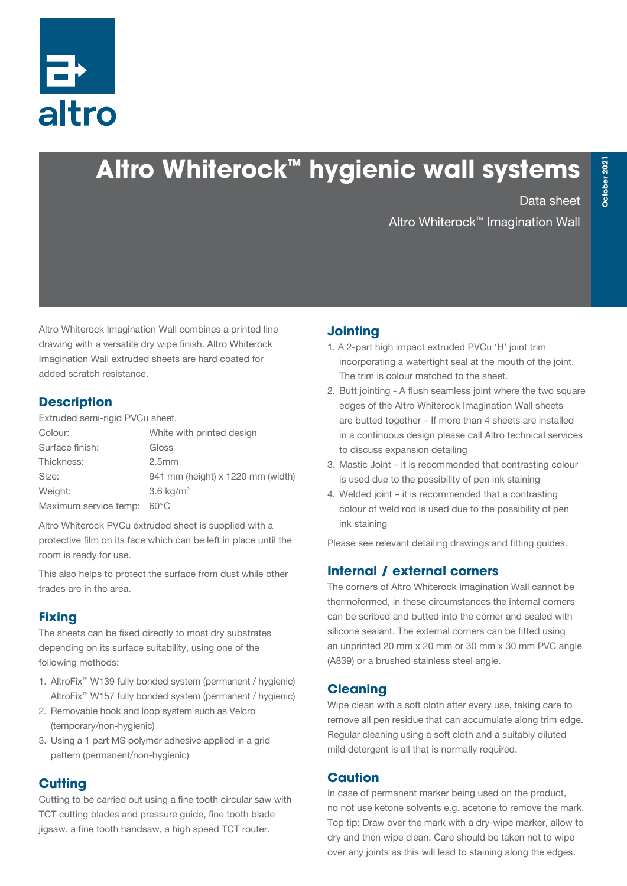altro

# Altro Whiterock™ hygienic wall systems

Data sheet

Altro Whiterock™ Imagination Wall

October 2021

Altro Whiterock Imagination Wall combines a printed line drawing with a versatile dry wipe finish. Altro Whiterock Imagination Wall extruded sheets are hard coated for added scratch resistance.

## Description

Extruded semi-rigid PVCu sheet.

| | |
|---|---|
| Colour: | White with printed design |
| Surface finish: | Gloss |
| Thickness: | 2.5mm |
| Size: | 941 mm (height) x 1220 mm (width) |
| Weight: | 3.6 kg/m$^2$ |
| Maximum service temp: | 60°C |

Altro Whiterock PVCu extruded sheet is supplied with a protective film on its face which can be left in place until the room is ready for use.

This also helps to protect the surface from dust while other trades are in the area.

## Fixing

The sheets can be fixed directly to most dry substrates depending on its surface suitability, using one of the following methods:

1. AltroFix™ W139 fully bonded system (permanent / hygienic)
   AltroFix™ W157 fully bonded system (permanent / hygienic)
2. Removable hook and loop system such as Velcro (temporary/non-hygienic)
3. Using a 1 part MS polymer adhesive applied in a grid pattern (permanent/non-hygienic)

## Cutting

Cutting to be carried out using a fine tooth circular saw with TCT cutting blades and pressure guide, fine tooth blade jigsaw, a fine tooth handsaw, a high speed TCT router.

## Jointing

1. A 2-part high impact extruded PVCu 'H' joint trim incorporating a watertight seal at the mouth of the joint. The trim is colour matched to the sheet.
2. Butt jointing - A flush seamless joint where the two square edges of the Altro Whiterock Imagination Wall sheets are butted together – If more than 4 sheets are installed in a continuous design please call Altro technical services to discuss expansion detailing
3. Mastic Joint – it is recommended that contrasting colour is used due to the possibility of pen ink staining
4. Welded joint – it is recommended that a contrasting colour of weld rod is used due to the possibility of pen ink staining

Please see relevant detailing drawings and fitting guides.

## Internal / external corners

The corners of Altro Whiterock Imagination Wall cannot be thermoformed, in these circumstances the internal corners can be scribed and butted into the corner and sealed with silicone sealant. The external corners can be fitted using an unprinted 20 mm x 20 mm or 30 mm x 30 mm PVC angle (A839) or a brushed stainless steel angle.

## Cleaning

Wipe clean with a soft cloth after every use, taking care to remove all pen residue that can accumulate along trim edge. Regular cleaning using a soft cloth and a suitably diluted mild detergent is all that is normally required.

## Caution

In case of permanent marker being used on the product, no not use ketone solvents e.g. acetone to remove the mark. Top tip: Draw over the mark with a dry-wipe marker, allow to dry and then wipe clean. Care should be taken not to wipe over any joints as this will lead to staining along the edges.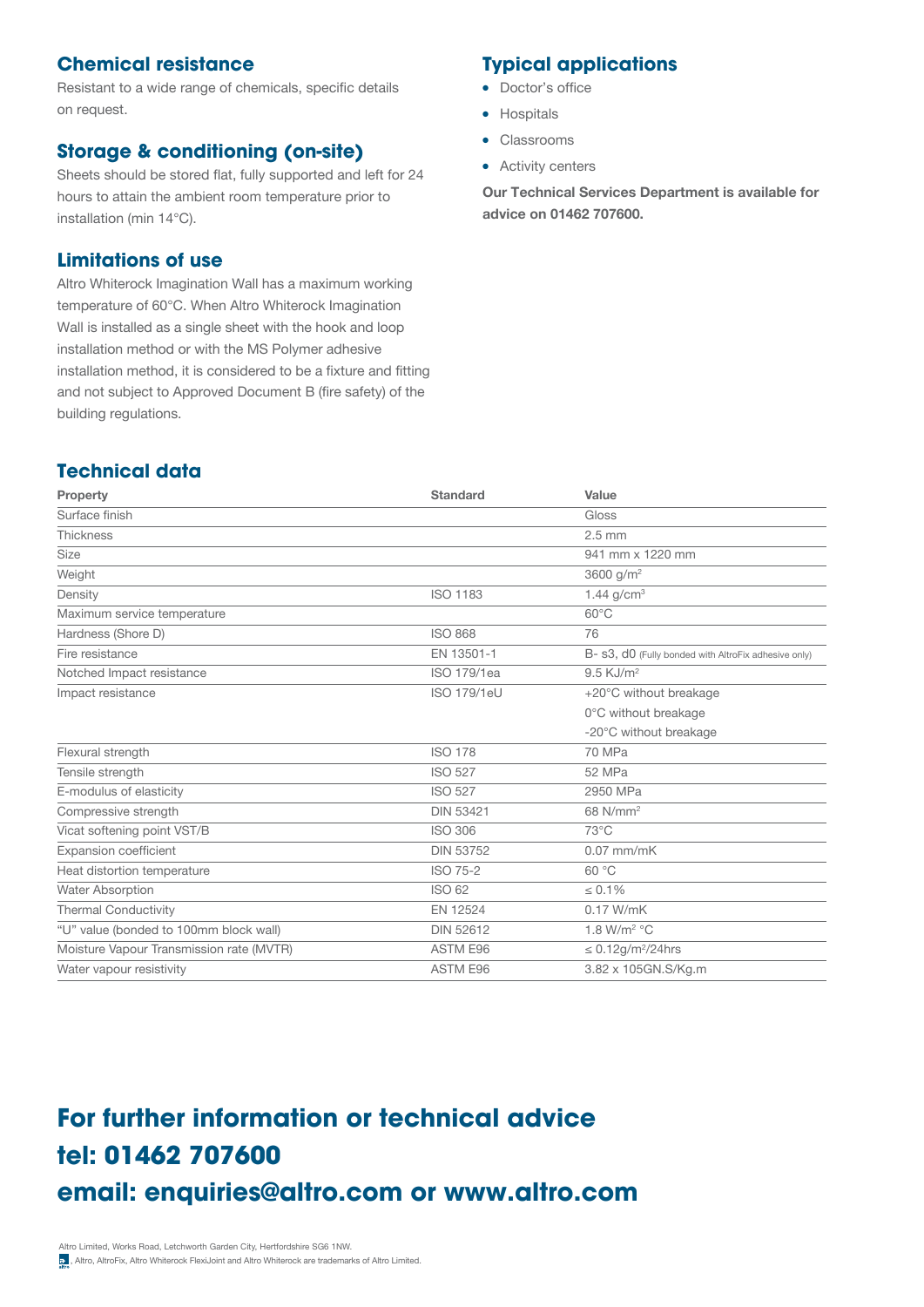## Chemical resistance

Resistant to a wide range of chemicals, specific details on request.

## Storage & conditioning (on-site)

Sheets should be stored flat, fully supported and left for 24 hours to attain the ambient room temperature prior to installation (min 14°C).

## Limitations of use

Altro Whiterock Imagination Wall has a maximum working temperature of 60°C. When Altro Whiterock Imagination Wall is installed as a single sheet with the hook and loop installation method or with the MS Polymer adhesive installation method, it is considered to be a fixture and fitting and not subject to Approved Document B (fire safety) of the building regulations.

## Typical applications

- Doctor's office
- Hospitals
- Classrooms
- Activity centers

**Our Technical Services Department is available for advice on 01462 707600.**

## Technical data

| Property | Standard | Value |
|---|---|---|
| Surface finish | | Gloss |
| Thickness | | 2.5 mm |
| Size | | 941 mm x 1220 mm |
| Weight | | 3600 g/m$^2$ |
| Density | ISO 1183 | 1.44 g/cm$^3$ |
| Maximum service temperature | | 60°C |
| Hardness (Shore D) | ISO 868 | 76 |
| Fire resistance | EN 13501-1 | B- s3, d0 (Fully bonded with AltroFix adhesive only) |
| Notched Impact resistance | ISO 179/1ea | 9.5 KJ/m$^2$ |
| Impact resistance | ISO 179/1eU | +20°C without breakage<br>0°C without breakage<br>-20°C without breakage |
| Flexural strength | ISO 178 | 70 MPa |
| Tensile strength | ISO 527 | 52 MPa |
| E-modulus of elasticity | ISO 527 | 2950 MPa |
| Compressive strength | DIN 53421 | 68 N/mm$^2$ |
| Vicat softening point VST/B | ISO 306 | 73°C |
| Expansion coefficient | DIN 53752 | 0.07 mm/mK |
| Heat distortion temperature | ISO 75-2 | 60 °C |
| Water Absorption | ISO 62 | ≤ 0.1% |
| Thermal Conductivity | EN 12524 | 0.17 W/mK |
| "U" value (bonded to 100mm block wall) | DIN 52612 | 1.8 W/m$^2$ °C |
| Moisture Vapour Transmission rate (MVTR) | ASTM E96 | ≤ 0.12g/m$^2$/24hrs |
| Water vapour resistivity | ASTM E96 | 3.82 x 105GN.S/Kg.m |

## For further information or technical advice
## tel: 01462 707600
## email: enquiries@altro.com or www.altro.com

Altro Limited, Works Road, Letchworth Garden City, Hertfordshire SG6 1NW.

Altro, AltroFix, Altro Whiterock FlexiJoint and Altro Whiterock are trademarks of Altro Limited.